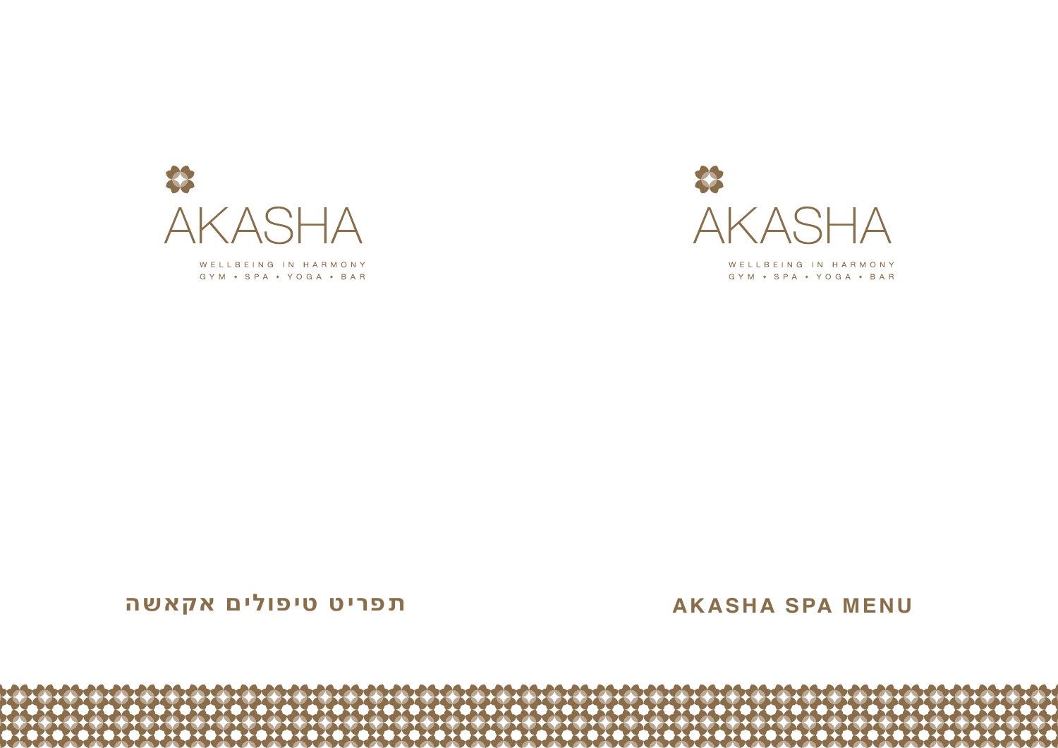# AKASHA

WELLBEING IN HARMONY
GYM • SPA • YOGA • BAR

## תפריט טיפולים אקאשה

# AKASHA

WELLBEING IN HARMONY
GYM • SPA • YOGA • BAR

## AKASHA SPA MENU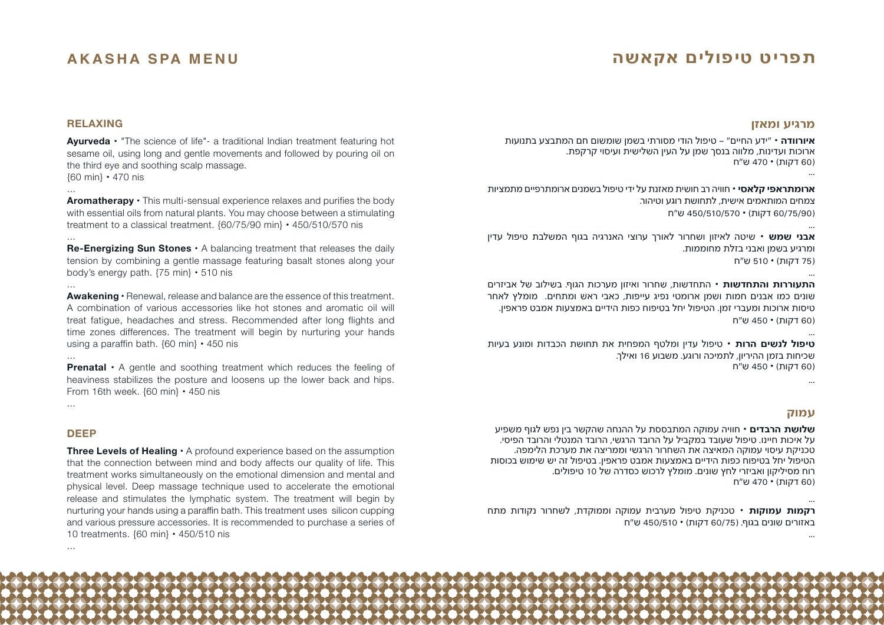# AKASHA SPA MENU

## RELAXING

**Ayurveda** • "The science of life"- a traditional Indian treatment featuring hot sesame oil, using long and gentle movements and followed by pouring oil on the third eye and soothing scalp massage.
{60 min} • 470 nis

...

**Aromatherapy** • This multi-sensual experience relaxes and purifies the body with essential oils from natural plants. You may choose between a stimulating treatment to a classical treatment. {60/75/90 min} • 450/510/570 nis

...

**Re-Energizing Sun Stones** • A balancing treatment that releases the daily tension by combining a gentle massage featuring basalt stones along your body's energy path. {75 min} • 510 nis

...

**Awakening** • Renewal, release and balance are the essence of this treatment. A combination of various accessories like hot stones and aromatic oil will treat fatigue, headaches and stress. Recommended after long flights and time zones differences. The treatment will begin by nurturing your hands using a paraffin bath. {60 min} • 450 nis

...

**Prenatal** • A gentle and soothing treatment which reduces the feeling of heaviness stabilizes the posture and loosens up the lower back and hips. From 16th week. {60 min} • 450 nis

...

## DEEP

**Three Levels of Healing** • A profound experience based on the assumption that the connection between mind and body affects our quality of life. This treatment works simultaneously on the emotional dimension and mental and physical level. Deep massage technique used to accelerate the emotional release and stimulates the lymphatic system. The treatment will begin by nurturing your hands using a paraffin bath. This treatment uses silicon cupping and various pressure accessories. It is recommended to purchase a series of 10 treatments. {60 min} • 450/510 nis

...

# תפריט טיפולים אקאשה

## מרגיע ומאזן

**איורוודה** • "ידע החיים" – טיפול הודי מסורתי בשמן שומשום חם המתבצע בתנועות ארוכות ועדינות, מלווה בנסך שמן על העין השלישית ועיסוי קרקפת.
(60 דקות) • 470 ש"ח

...

**ארומתראפי קלאסי** • חוויה רב חושית מאזנת על ידי טיפול בשמנים ארומתרפיים מתמציות צמחים המותאמים אישית, לתחושת רוגע וטיהור.
(60/75/90 דקות) • 450/510/570 ש"ח

...

**אבני שמש** • שיטה לאיזון ושחרור לאורך ערוצי האנרגיה בגוף המשלבת טיפול עדין ומרגיע בשמן ואבני בזלת מחוממות.
(75 דקות) • 510 ש"ח

...

**התעוררות והתחדשות** • התחדשות, שחרור ואיזון מערכות הגוף. בשילוב של אביזרים שונים כמו אבנים חמות ושמן ארומטי נפיג עייפות, כאבי ראש ומתחים. מומלץ לאחר טיסות ארוכות ומעברי זמן. הטיפול יחל בטיפוח כפות הידיים באמצעות אמבט פראפין.
(60 דקות) • 450 ש"ח

...

**טיפול לנשים הרות** • טיפול עדין ומלטף המפחית את תחושת הכבדות ומונע בעיות שכיחות בזמן ההיריון, לתמיכה ורוגע. משבוע 16 ואילך.
(60 דקות) • 450 ש"ח

...

## עמוק

**שלושת הרבדים** • חוויה עמוקה המתבססת על ההנחה שהקשר בין נפש לגוף משפיע על איכות חיינו. טיפול שעובד במקביל על הרובד הרגשי, הרובד המנטלי והרובד הפיסי. טכניקת עיסוי עמוקה המאיצה את השחרור הרגשי וממריצה את מערכת הלימפה. הטיפול יחל בטיפוח כפות הידיים באמצעות אמבט פראפין. בטיפול זה יש שימוש בכוסות רוח מסיליקון ואביזרי לחץ שונים. מומלץ לרכוש כסדרה של 10 טיפולים.
(60 דקות) • 470 ש"ח

...

**רקמות עמוקות** • טכניקת טיפול מערבית עמוקה וממוקדת, לשחרור נקודות מתח באזורים שונים בגוף. (60/75 דקות) • 450/510 ש"ח

...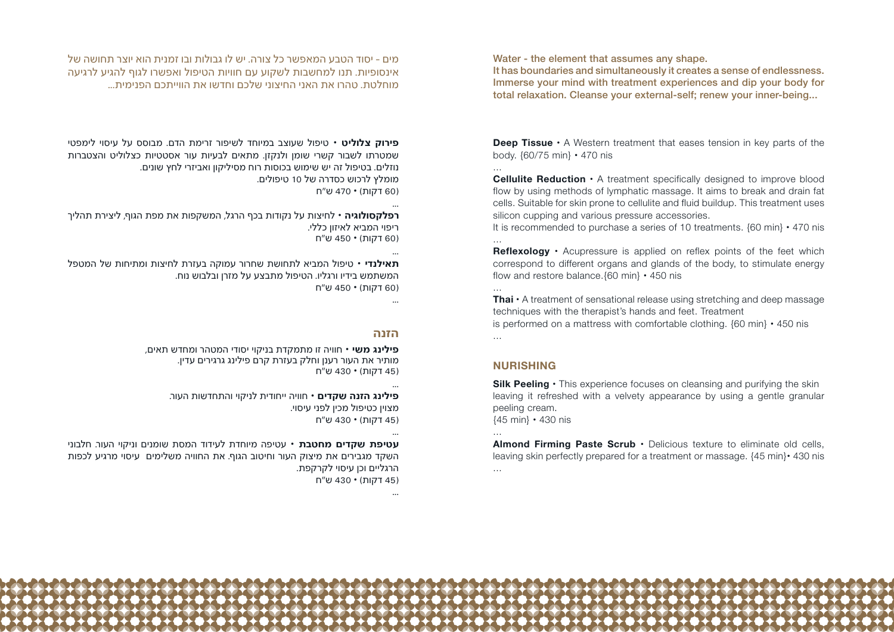מים - יסוד הטבע המאפשר כל צורה. יש לו גבולות ובו זמנית הוא יוצר תחושה של אינסופיות. תנו למחשבות לשקוע עם חוויות הטיפול ואפשרו לגוף להגיע לרגיעה מוחלטת. טהרו את האני החיצוני שלכם וחדשו את הווייתכם הפנימית...

**פירוק צלוליט** • טיפול שעוצב במיוחד לשיפור זרימת הדם. מבוסס על עיסוי לימפטי שמטרתו לשבור קשרי שומן ולנקזן. מתאים לבעיות עור אסטטיות כצלוליט והצטברות נוזלים. בטיפול זה יש שימוש בכוסות רוח מסיליקון ואביזרי לחץ שונים.
מומלץ לרכוש כסדרה של 10 טיפולים.
(60 דקות) • 470 ש"ח

...

**רפלקסולוגיה** • לחיצות על נקודות בכף הרגל, המשקפות את מפת הגוף, ליצירת תהליך ריפוי המביא לאיזון כללי.
(60 דקות) • 450 ש"ח

...

**תאילנדי** • טיפול המביא לתחושת שחרור עמוקה בעזרת לחיצות ומתיחות של המטפל המשתמש בידיו ורגליו. הטיפול מתבצע על מזרן ובלבוש נוח.
(60 דקות) • 450 ש"ח

...

## הזנה

**פילינג משי** • חוויה זו מתמקדת בניקוי יסודי המטהר ומחדש תאים, מותיר את העור רענן וחלק בעזרת קרם פילינג גרגירים עדין.
(45 דקות) • 430 ש"ח

...

**פילינג הזנה שקדים** • חוויה ייחודית לניקוי והתחדשות העור.
מצוין כטיפול מכין לפני עיסוי.
(45 דקות) • 430 ש"ח

...

**עטיפת שקדים מחטבת** • עטיפה מיוחדת לעידוד המסת שומנים וניקוי העור. חלבוני השקד מגבירים את מיצוק העור וחיטוב הגוף. את החוויה משלימים עיסוי מרגיע לכפות הרגליים וכן עיסוי לקרקפת.
(45 דקות) • 430 ש"ח

...

**Water - the element that assumes any shape.**
**It has boundaries and simultaneously it creates a sense of endlessness. Immerse your mind with treatment experiences and dip your body for total relaxation. Cleanse your external-self; renew your inner-being...**

**Deep Tissue** • A Western treatment that eases tension in key parts of the body. {60/75 min} • 470 nis

…

**Cellulite Reduction** • A treatment specifically designed to improve blood flow by using methods of lymphatic massage. It aims to break and drain fat cells. Suitable for skin prone to cellulite and fluid buildup. This treatment uses silicon cupping and various pressure accessories.
It is recommended to purchase a series of 10 treatments. {60 min} • 470 nis

…

**Reflexology** • Acupressure is applied on reflex points of the feet which correspond to different organs and glands of the body, to stimulate energy flow and restore balance.{60 min} • 450 nis

…

**Thai** • A treatment of sensational release using stretching and deep massage techniques with the therapist's hands and feet. Treatment is performed on a mattress with comfortable clothing. {60 min} • 450 nis

…

## NURISHING

**Silk Peeling** • This experience focuses on cleansing and purifying the skin leaving it refreshed with a velvety appearance by using a gentle granular peeling cream.
{45 min} • 430 nis

…

**Almond Firming Paste Scrub** • Delicious texture to eliminate old cells, leaving skin perfectly prepared for a treatment or massage. {45 min}• 430 nis

…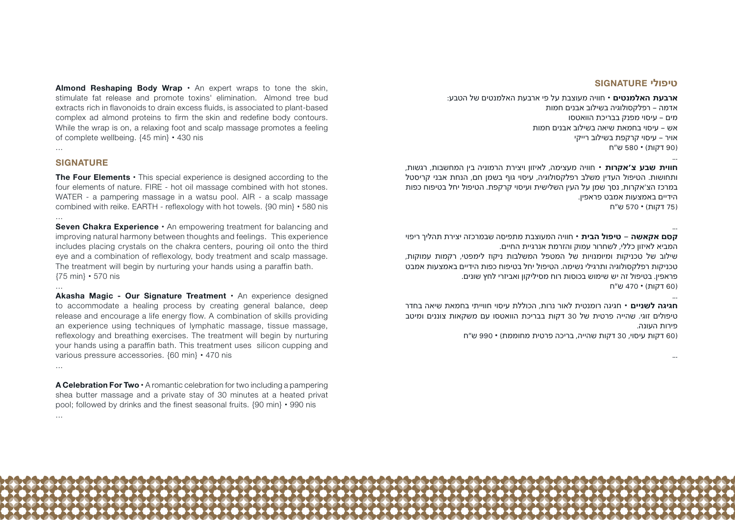**Almond Reshaping Body Wrap** • An expert wraps to tone the skin, stimulate fat release and promote toxins' elimination. Almond tree bud extracts rich in flavonoids to drain excess fluids, is associated to plant-based complex ad almond proteins to firm the skin and redefine body contours. While the wrap is on, a relaxing foot and scalp massage promotes a feeling of complete wellbeing. {45 min} • 430 nis

...

## SIGNATURE

**The Four Elements** • This special experience is designed according to the four elements of nature. FIRE - hot oil massage combined with hot stones. WATER - a pampering massage in a watsu pool. AIR - a scalp massage combined with reike. EARTH - reflexology with hot towels. {90 min} • 580 nis

...

**Seven Chakra Experience** • An empowering treatment for balancing and improving natural harmony between thoughts and feelings. This experience includes placing crystals on the chakra centers, pouring oil onto the third eye and a combination of reflexology, body treatment and scalp massage. The treatment will begin by nurturing your hands using a paraffin bath. {75 min} • 570 nis

...

**Akasha Magic - Our Signature Treatment** • An experience designed to accommodate a healing process by creating general balance, deep release and encourage a life energy flow. A combination of skills providing an experience using techniques of lymphatic massage, tissue massage, reflexology and breathing exercises. The treatment will begin by nurturing your hands using a paraffin bath. This treatment uses silicon cupping and various pressure accessories. {60 min} • 470 nis

...

**A Celebration For Two** • A romantic celebration for two including a pampering shea butter massage and a private stay of 30 minutes at a heated privat pool; followed by drinks and the finest seasonal fruits. {90 min} • 990 nis

...

## טיפולי SIGNATURE

**ארבעת האלמנטים** • חוויה מעוצבת על פי ארבעת האלמנטים של הטבע:
אדמה – רפלקסולוגיה בשילוב אבנים חמות
מים – עיסוי מפנק בבריכת הוואטסו
אש – עיסוי בחמאת שיאה בשילוב אבנים חמות
אויר – עיסוי קרקפת בשילוב רייקי
(90 דקות) • 580 ש"ח

...

**חווית שבע צ'אקרות** • חוויה מעצימה, לאיזון ויצירת הרמוניה בין המחשבות, רגשות, ותחושות. הטיפול העדין משלב רפלקסולוגיה, עיסוי גוף בשמן חם, הנחת אבני קריסטל במרכז הצ'אקרות, נסך שמן על העין השלישית ועיסוי קרקפת. הטיפול יחל בטיפוח כפות הידיים באמצעות אמבט פראפין.
(75 דקות) • 570 ש"ח

...

**קסם אקאשה** – **טיפול הבית** • חוויה המעוצבת מתפיסה שבמרכזה יצירת תהליך ריפוי המביא לאיזון כללי, לשחרור עמוק והזרמת אנרגיית החיים.
שילוב של טכניקות ומיומנויות של המטפל המשלבות ניקוז לימפטי, רקמות עמוקות, טכניקות רפלקסולוגיה ותרגילי נשימה. הטיפול יחל בטיפוח כפות הידיים באמצעות אמבט פראפין. בטיפול זה יש שימוש בכוסות רוח מסיליקון ואביזרי לחץ שונים.
(60 דקות) • 470 ש"ח

...

**חגיגה לשניים** • חגיגה רומנטית לאור נרות, הכוללת עיסוי חווייתי בחמאת שיאה בחדר טיפולים זוגי. שהייה פרטית של 30 דקות בבריכת הוואטסו עם משקאות צוננים ומיטב פירות העונה.
(60 דקות עיסוי, 30 דקות שהייה, בריכה פרטית מחוממת) • 990 ש"ח

...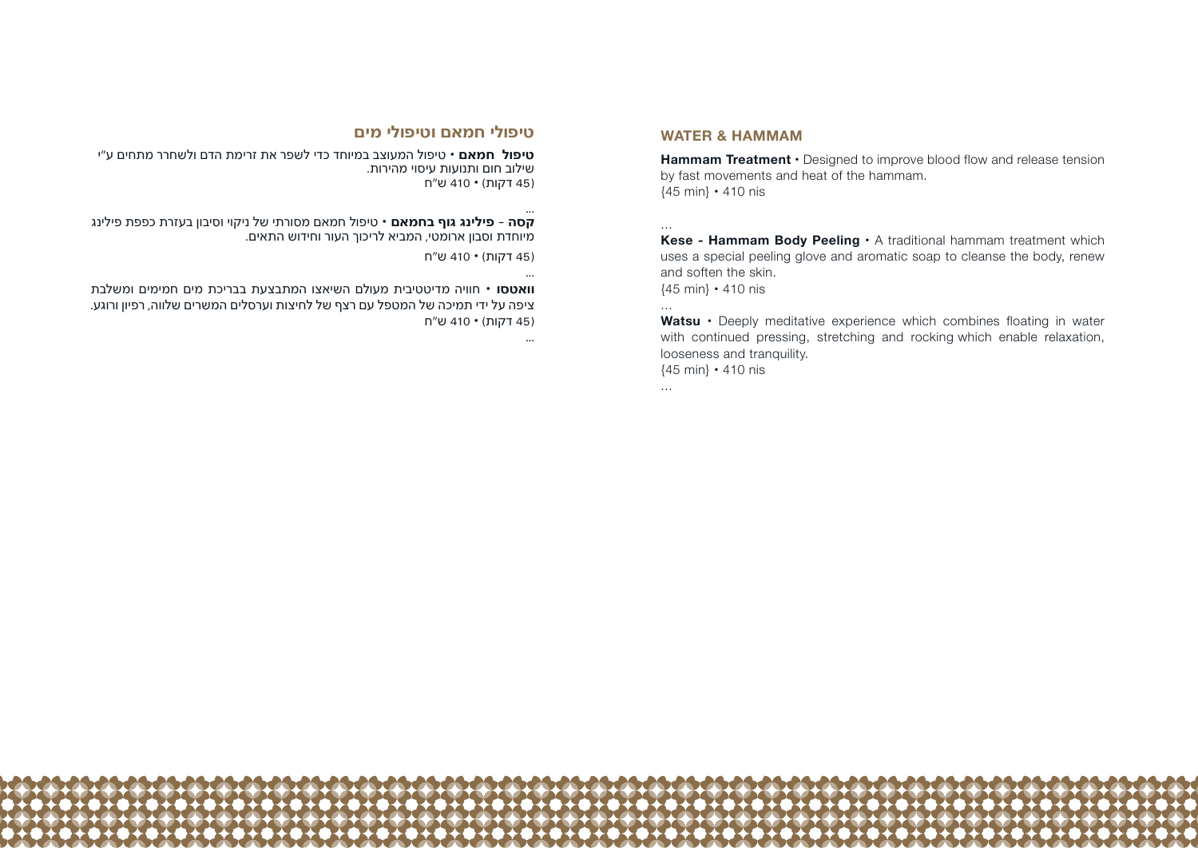## טיפולי חמאם וטיפולי מים

**טיפול חמאם** • טיפול המעוצב במיוחד כדי לשפר את זרימת הדם ולשחרר מתחים ע"י שילוב חום ותנועות עיסוי מהירות.
(45 דקות) • 410 ש"ח

...

**קסה - פילינג גוף בחמאם** • טיפול חמאם מסורתי של ניקוי וסיבון בעזרת כפפת פילינג מיוחדת וסבון ארומטי, המביא לריכוך העור וחידוש התאים.
(45 דקות) • 410 ש"ח

...

**וואטסו** • חוויה מדיטטיבית מעולם השיאצו המתבצעת בבריכת מים חמימים ומשלבת ציפה על ידי תמיכה של המטפל עם רצף של לחיצות וערסלים המשרים שלווה, רפיון ורוגע.
(45 דקות) • 410 ש"ח

...

## WATER & HAMMAM

**Hammam Treatment** • Designed to improve blood flow and release tension by fast movements and heat of the hammam.
{45 min} • 410 nis

...

**Kese - Hammam Body Peeling** • A traditional hammam treatment which uses a special peeling glove and aromatic soap to cleanse the body, renew and soften the skin.
{45 min} • 410 nis

...

**Watsu** • Deeply meditative experience which combines floating in water with continued pressing, stretching and rocking which enable relaxation, looseness and tranquility.
{45 min} • 410 nis

...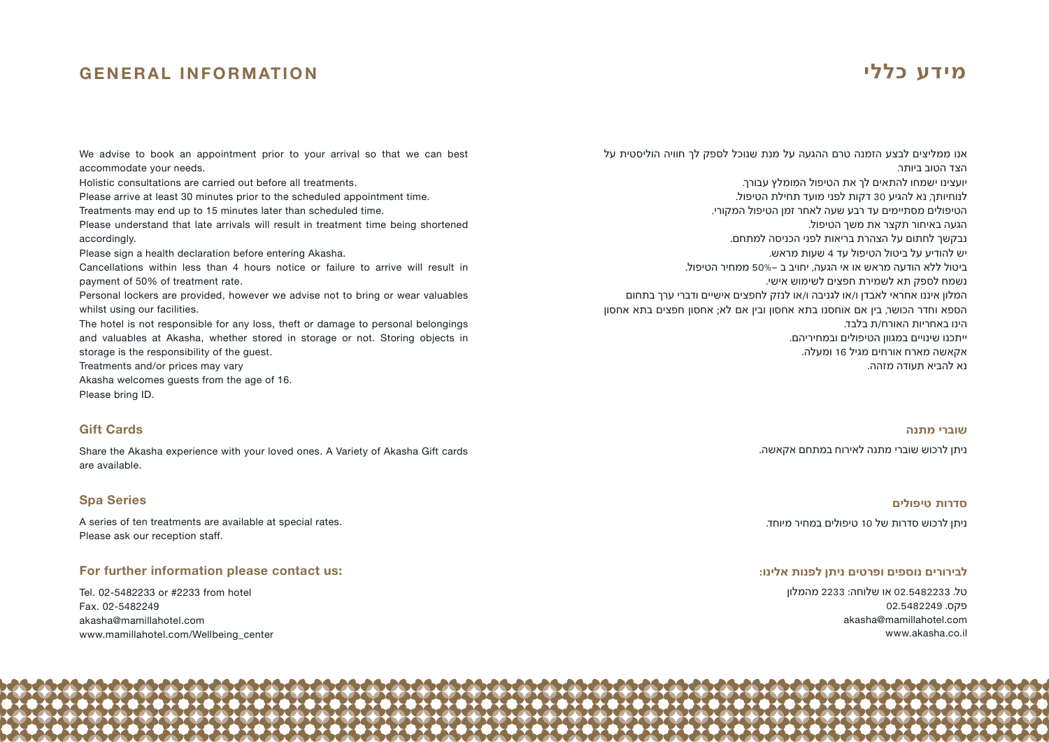## GENERAL INFORMATION

We advise to book an appointment prior to your arrival so that we can best accommodate your needs.
Holistic consultations are carried out before all treatments.
Please arrive at least 30 minutes prior to the scheduled appointment time.
Treatments may end up to 15 minutes later than scheduled time.
Please understand that late arrivals will result in treatment time being shortened accordingly.
Please sign a health declaration before entering Akasha.
Cancellations within less than 4 hours notice or failure to arrive will result in payment of 50% of treatment rate.
Personal lockers are provided, however we advise not to bring or wear valuables whilst using our facilities.
The hotel is not responsible for any loss, theft or damage to personal belongings and valuables at Akasha, whether stored in storage or not. Storing objects in storage is the responsibility of the guest.
Treatments and/or prices may vary
Akasha welcomes guests from the age of 16.
Please bring ID.

### Gift Cards

Share the Akasha experience with your loved ones. A Variety of Akasha Gift cards are available.

### Spa Series

A series of ten treatments are available at special rates.
Please ask our reception staff.

### For further information please contact us:

Tel. 02-5482233 or #2233 from hotel
Fax. 02-5482249
akasha@mamillahotel.com
www.mamillahotel.com/Wellbeing_center

## מידע כללי

אנו ממליצים לבצע הזמנה טרם ההגעה על מנת שנוכל לספק לך חוויה הוליסטית על הצד הטוב ביותר.
יועצינו ישמחו להתאים לך את הטיפול המומלץ עבורך.
לנוחיותך, נא להגיע 30 דקות לפני מועד תחילת הטיפול.
הטיפולים מסתיימים עד רבע שעה לאחר זמן הטיפול המקורי.
הגעה באיחור תקצר את משך הטיפול.
נבקשך לחתום על הצהרת בריאות לפני הכניסה למתחם.
יש להודיע על ביטול הטיפול עד 4 שעות מראש.
ביטול ללא הודעה מראש או אי הגעה, יחויב ב –50% ממחיר הטיפול.
נשמח לספק תא לשמירת חפצים לשימוש אישי.
המלון איננו אחראי לאבדן ו/או לגניבה ו/או לנזק לחפצים אישיים ודברי ערך בתחום הספא וחדר הכושר, בין אם אוחסנו בתא אחסון ובין אם לא; אחסון חפצים בתא אחסון הינו באחריות האורח/ת בלבד.
ייתכנו שינויים במגוון הטיפולים ובמחיריהם.
אקאשה מארח אורחים מגיל 16 ומעלה.
נא להביא תעודה מזהה.

### שוברי מתנה

ניתן לרכוש שוברי מתנה לאירוח במתחם אקאשה.

### סדרות טיפולים

ניתן לרכוש סדרות של 10 טיפולים במחיר מיוחד.

### לבירורים נוספים ופרטים ניתן לפנות אלינו:

טל. 02.5482233 או שלוחה: 2233 מהמלון
פקס. 02.5482249
akasha@mamillahotel.com
www.akasha.co.il